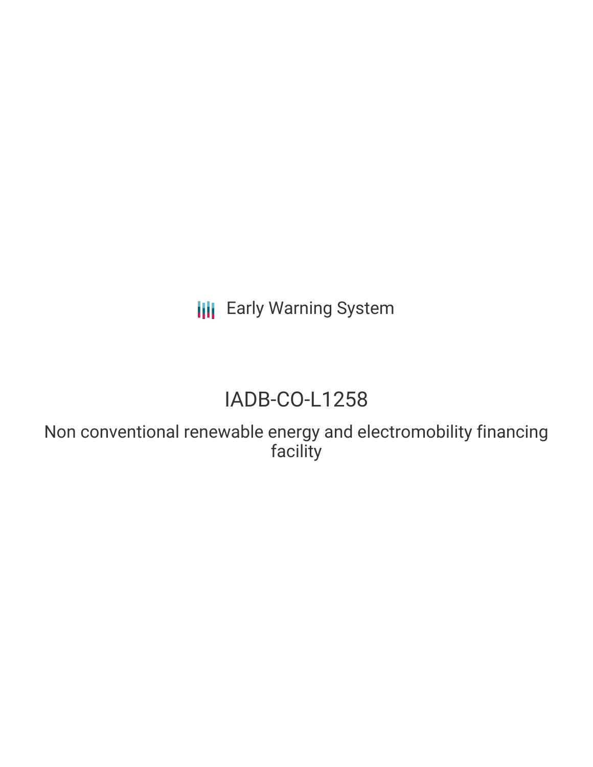Early Warning System

# IADB-CO-L1258

## Non conventional renewable energy and electromobility financing facility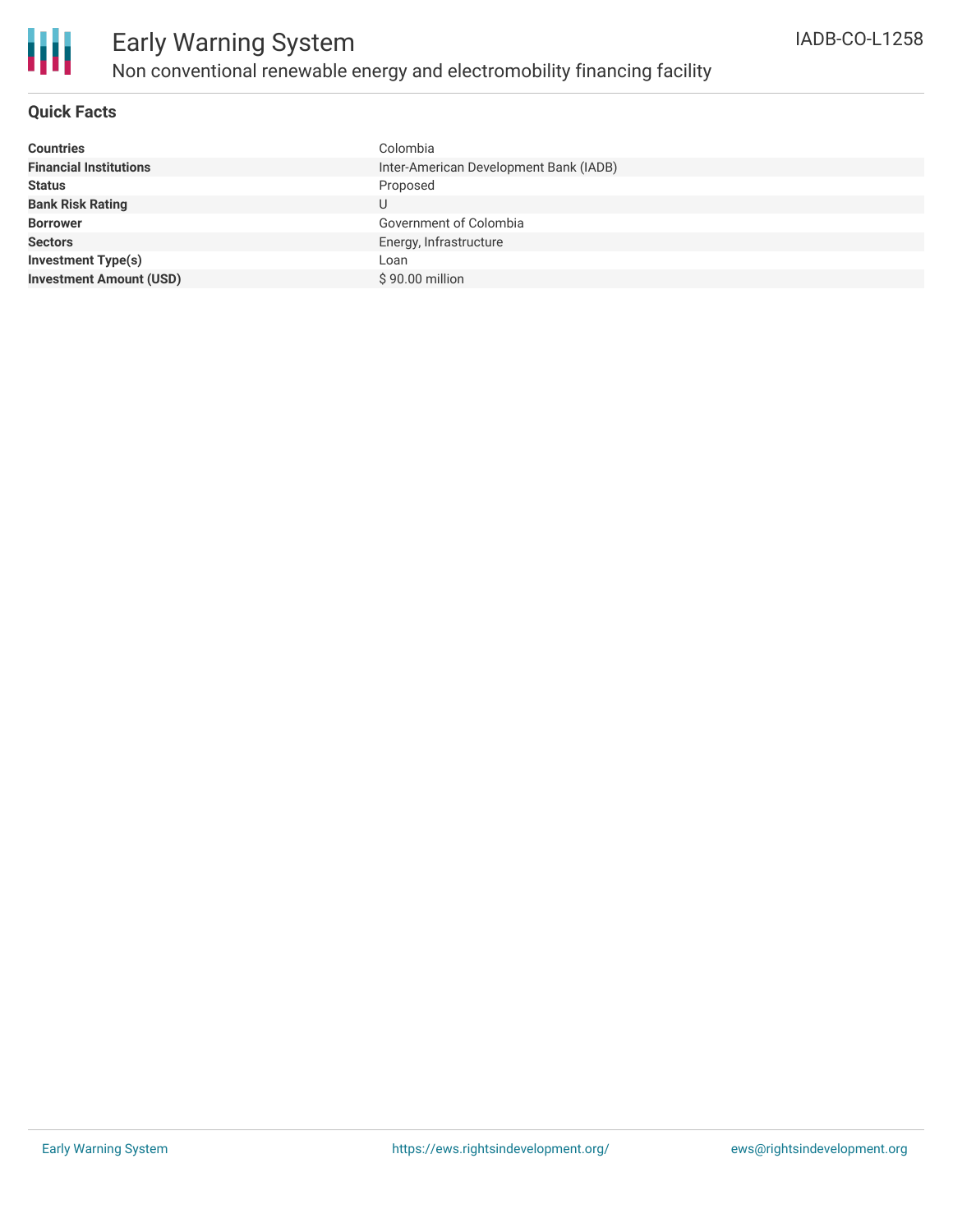## Quick Facts

| | |
|---|---|
| **Countries** | Colombia |
| **Financial Institutions** | Inter-American Development Bank (IADB) |
| **Status** | Proposed |
| **Bank Risk Rating** | U |
| **Borrower** | Government of Colombia |
| **Sectors** | Energy, Infrastructure |
| **Investment Type(s)** | Loan |
| **Investment Amount (USD)** | $ 90.00 million |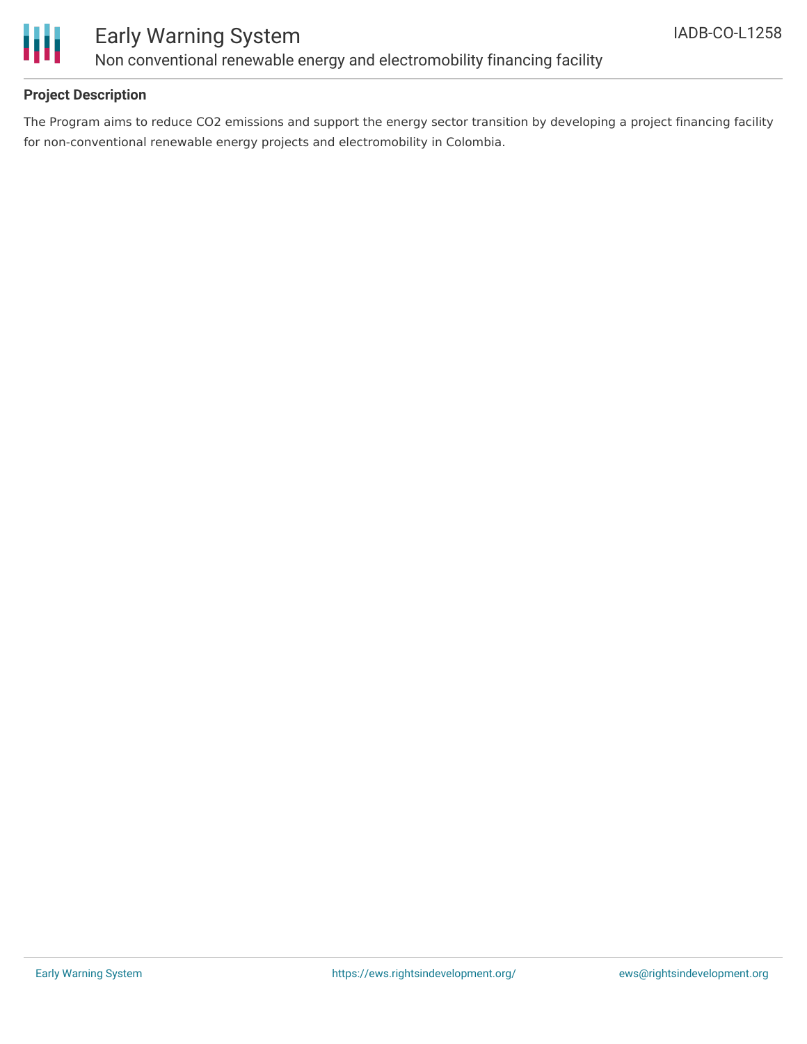## Project Description

The Program aims to reduce $CO_2$ emissions and support the energy sector transition by developing a project financing facility for non-conventional renewable energy projects and electromobility in Colombia.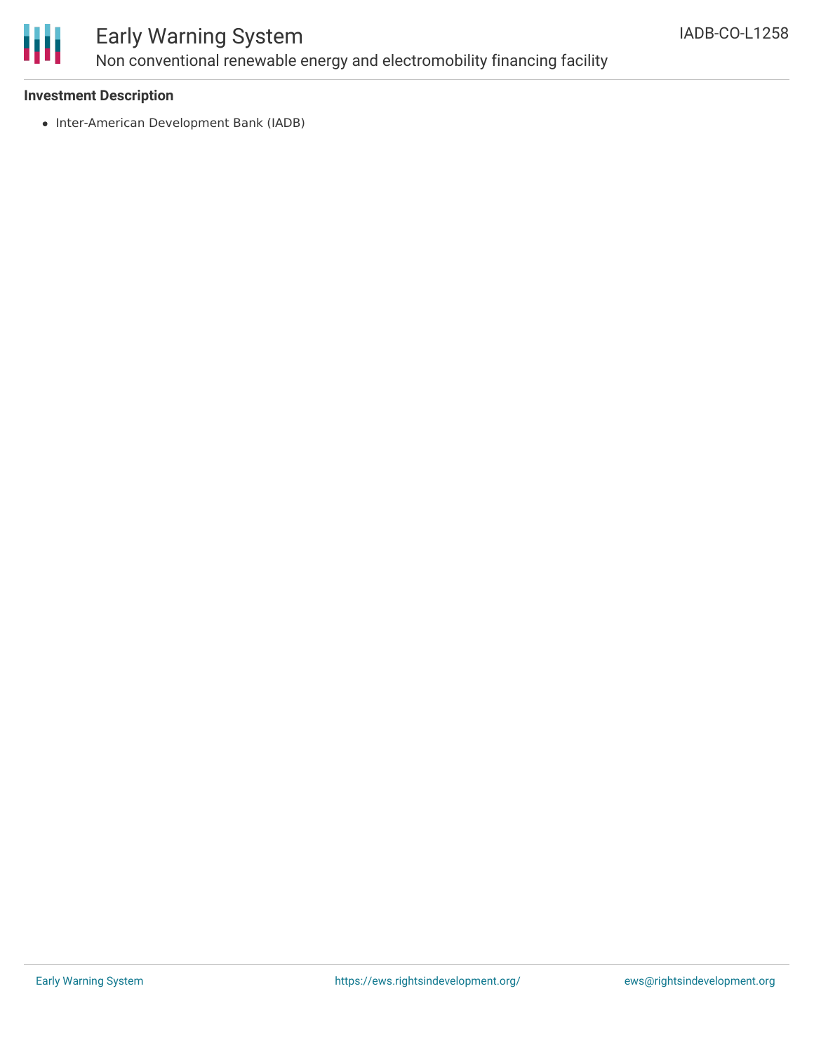**Investment Description**

- Inter-American Development Bank (IADB)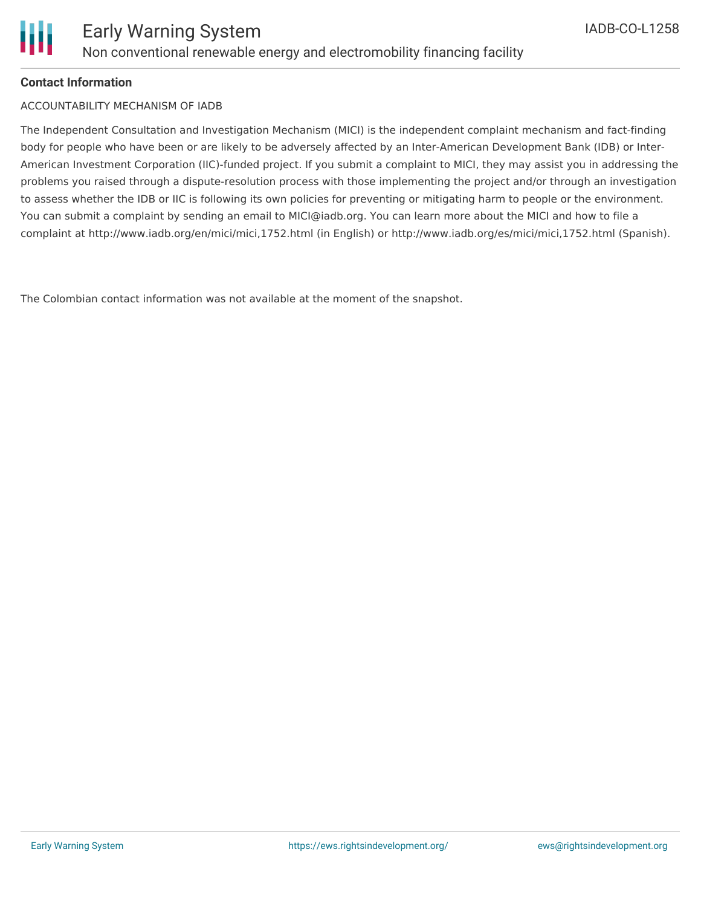**Contact Information**

ACCOUNTABILITY MECHANISM OF IADB

The Independent Consultation and Investigation Mechanism (MICI) is the independent complaint mechanism and fact-finding body for people who have been or are likely to be adversely affected by an Inter-American Development Bank (IDB) or Inter-American Investment Corporation (IIC)-funded project. If you submit a complaint to MICI, they may assist you in addressing the problems you raised through a dispute-resolution process with those implementing the project and/or through an investigation to assess whether the IDB or IIC is following its own policies for preventing or mitigating harm to people or the environment. You can submit a complaint by sending an email to MICI@iadb.org. You can learn more about the MICI and how to file a complaint at http://www.iadb.org/en/mici/mici,1752.html (in English) or http://www.iadb.org/es/mici/mici,1752.html (Spanish).

The Colombian contact information was not available at the moment of the snapshot.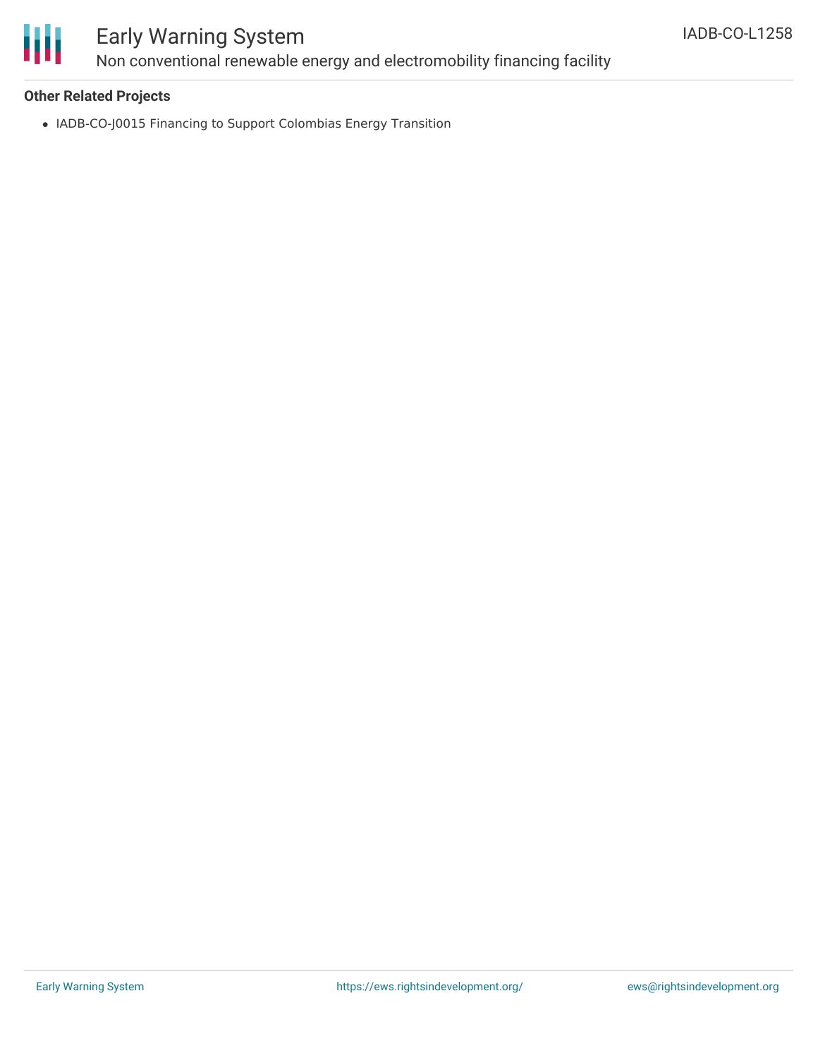**Other Related Projects**

- IADB-CO-J0015 Financing to Support Colombias Energy Transition